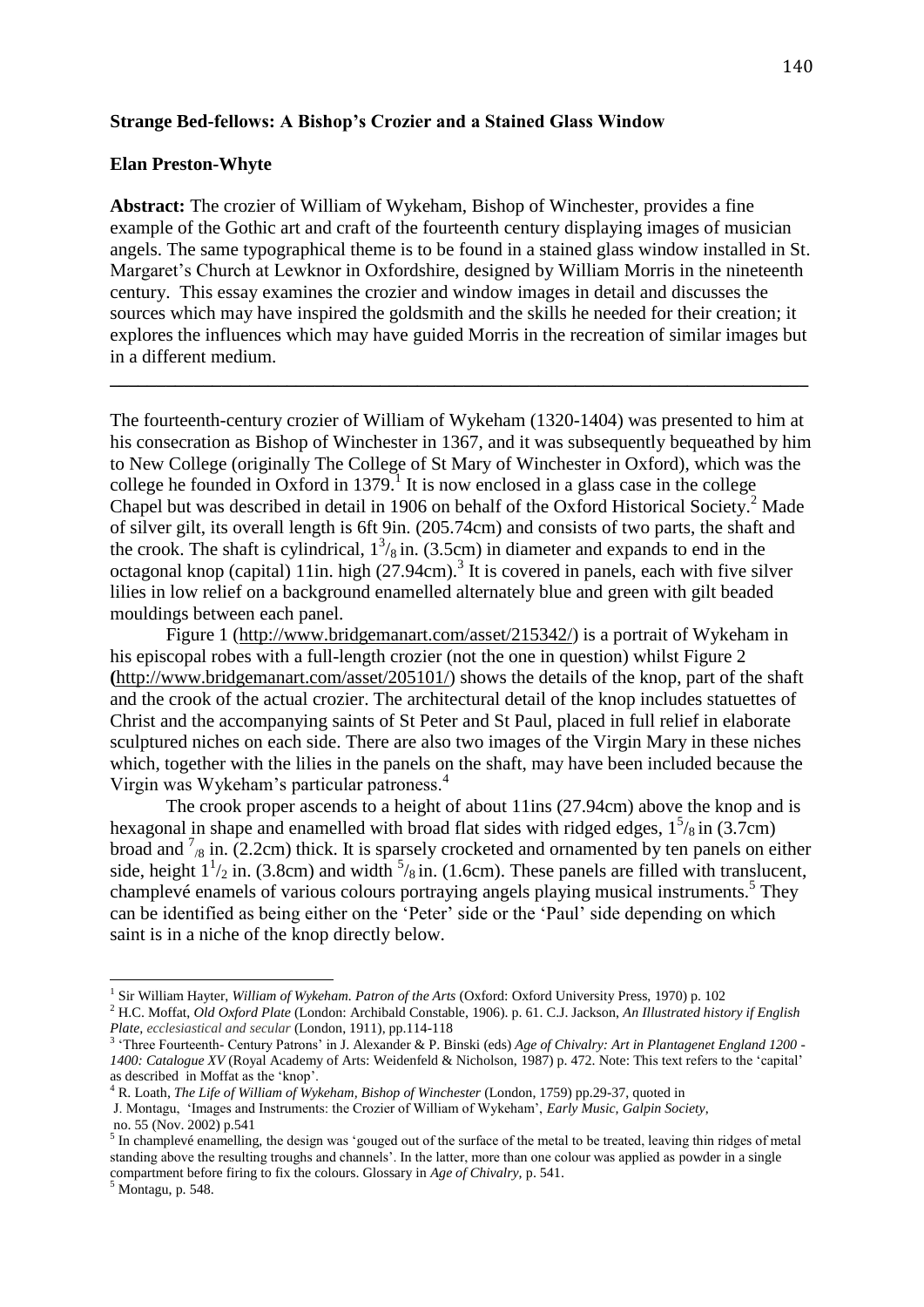**Strange Bed-fellows: A Bishop's Crozier and a Stained Glass Window**

**Elan Preston-Whyte**

**Abstract:** The crozier of William of Wykeham, Bishop of Winchester, provides a fine example of the Gothic art and craft of the fourteenth century displaying images of musician angels. The same typographical theme is to be found in a stained glass window installed in St. Margaret's Church at Lewknor in Oxfordshire, designed by William Morris in the nineteenth century. This essay examines the crozier and window images in detail and discusses the sources which may have inspired the goldsmith and the skills he needed for their creation; it explores the influences which may have guided Morris in the recreation of similar images but in a different medium.

---

The fourteenth-century crozier of William of Wykeham (1320-1404) was presented to him at his consecration as Bishop of Winchester in 1367, and it was subsequently bequeathed by him to New College (originally The College of St Mary of Winchester in Oxford), which was the college he founded in Oxford in 1379.[1] It is now enclosed in a glass case in the college Chapel but was described in detail in 1906 on behalf of the Oxford Historical Society.[2] Made of silver gilt, its overall length is 6ft 9in. (205.74cm) and consists of two parts, the shaft and the crook. The shaft is cylindrical, $1^3/_8$ in. (3.5cm) in diameter and expands to end in the octagonal knop (capital) 11in. high (27.94cm).[3] It is covered in panels, each with five silver lilies in low relief on a background enamelled alternately blue and green with gilt beaded mouldings between each panel.

Figure 1 (http://www.bridgemanart.com/asset/215342/) is a portrait of Wykeham in his episcopal robes with a full-length crozier (not the one in question) whilst Figure 2 (http://www.bridgemanart.com/asset/205101/) shows the details of the knop, part of the shaft and the crook of the actual crozier. The architectural detail of the knop includes statuettes of Christ and the accompanying saints of St Peter and St Paul, placed in full relief in elaborate sculptured niches on each side. There are also two images of the Virgin Mary in these niches which, together with the lilies in the panels on the shaft, may have been included because the Virgin was Wykeham's particular patroness.[4]

The crook proper ascends to a height of about 11ins (27.94cm) above the knop and is hexagonal in shape and enamelled with broad flat sides with ridged edges, $1^5/_8$ in (3.7cm) broad and $^7/_8$ in. (2.2cm) thick. It is sparsely crocketed and ornamented by ten panels on either side, height $1^1/_2$ in. (3.8cm) and width $^5/_8$ in. (1.6cm). These panels are filled with translucent, champlevé enamels of various colours portraying angels playing musical instruments.[5] They can be identified as being either on the 'Peter' side or the 'Paul' side depending on which saint is in a niche of the knop directly below.

---

[1] Sir William Hayter, *William of Wykeham. Patron of the Arts* (Oxford: Oxford University Press, 1970) p. 102

[2] H.C. Moffat, *Old Oxford Plate* (London: Archibald Constable, 1906). p. 61. C.J. Jackson, *An Illustrated history if English Plate, ecclesiastical and secular* (London, 1911), pp.114-118

[3] 'Three Fourteenth- Century Patrons' in J. Alexander & P. Binski (eds) *Age of Chivalry: Art in Plantagenet England 1200 - 1400: Catalogue XV* (Royal Academy of Arts: Weidenfeld & Nicholson, 1987) p. 472. Note: This text refers to the 'capital' as described in Moffat as the 'knop'.

[4] R. Loath, *The Life of William of Wykeham, Bishop of Winchester* (London, 1759) pp.29-37, quoted in J. Montagu, 'Images and Instruments: the Crozier of William of Wykeham', *Early Music, Galpin Society*, no. 55 (Nov. 2002) p.541

[5] In champlevé enamelling, the design was 'gouged out of the surface of the metal to be treated, leaving thin ridges of metal standing above the resulting troughs and channels'. In the latter, more than one colour was applied as powder in a single compartment before firing to fix the colours. Glossary in *Age of Chivalry*, p. 541.

[5] Montagu, p. 548.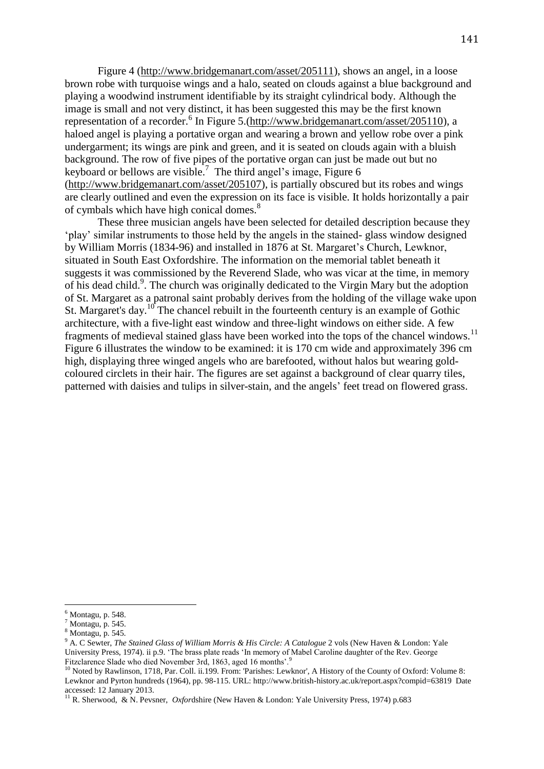Figure 4 (http://www.bridgemanart.com/asset/205111), shows an angel, in a loose brown robe with turquoise wings and a halo, seated on clouds against a blue background and playing a woodwind instrument identifiable by its straight cylindrical body. Although the image is small and not very distinct, it has been suggested this may be the first known representation of a recorder.[6] In Figure 5.(http://www.bridgemanart.com/asset/205110), a haloed angel is playing a portative organ and wearing a brown and yellow robe over a pink undergarment; its wings are pink and green, and it is seated on clouds again with a bluish background. The row of five pipes of the portative organ can just be made out but no keyboard or bellows are visible.[7] The third angel's image, Figure 6 (http://www.bridgemanart.com/asset/205107), is partially obscured but its robes and wings are clearly outlined and even the expression on its face is visible. It holds horizontally a pair of cymbals which have high conical domes.[8]

These three musician angels have been selected for detailed description because they 'play' similar instruments to those held by the angels in the stained- glass window designed by William Morris (1834-96) and installed in 1876 at St. Margaret's Church, Lewknor, situated in South East Oxfordshire. The information on the memorial tablet beneath it suggests it was commissioned by the Reverend Slade, who was vicar at the time, in memory of his dead child.[9]. The church was originally dedicated to the Virgin Mary but the adoption of St. Margaret as a patronal saint probably derives from the holding of the village wake upon St. Margaret's day.[10] The chancel rebuilt in the fourteenth century is an example of Gothic architecture, with a five-light east window and three-light windows on either side. A few fragments of medieval stained glass have been worked into the tops of the chancel windows.[11] Figure 6 illustrates the window to be examined: it is 170 cm wide and approximately 396 cm high, displaying three winged angels who are barefooted, without halos but wearing gold-coloured circlets in their hair. The figures are set against a background of clear quarry tiles, patterned with daisies and tulips in silver-stain, and the angels' feet tread on flowered grass.

---

[6] Montagu, p. 548.

[7] Montagu, p. 545.

[8] Montagu, p. 545.

[9] A. C Sewter, *The Stained Glass of William Morris & His Circle: A Catalogue* 2 vols (New Haven & London: Yale University Press, 1974). ii p.9. 'The brass plate reads 'In memory of Mabel Caroline daughter of the Rev. George Fitzclarence Slade who died November 3rd, 1863, aged 16 months'.[9]

[10] Noted by Rawlinson, 1718, Par. Coll. ii.199. From: 'Parishes: Lewknor', A History of the County of Oxford: Volume 8: Lewknor and Pyrton hundreds (1964), pp. 98-115. URL: http://www.british-history.ac.uk/report.aspx?compid=63819 Date accessed: 12 January 2013.

[11] R. Sherwood, & N. Pevsner, *Oxford*shire (New Haven & London: Yale University Press, 1974) p.683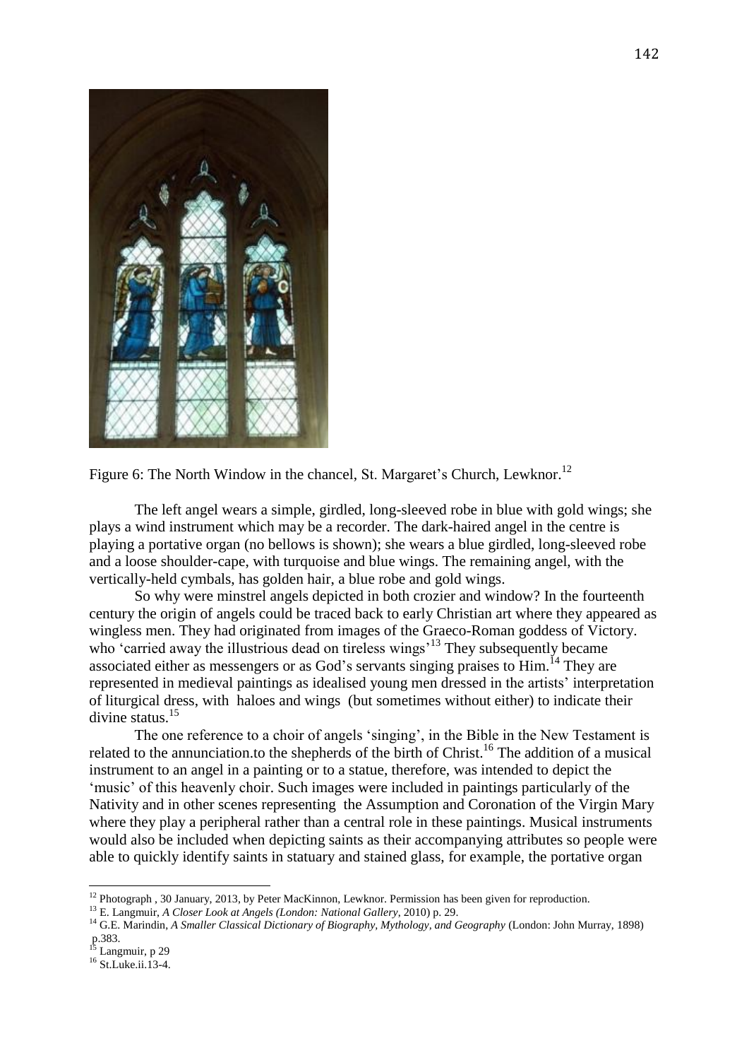Figure 6: The North Window in the chancel, St. Margaret's Church, Lewknor.[12]

The left angel wears a simple, girdled, long-sleeved robe in blue with gold wings; she plays a wind instrument which may be a recorder. The dark-haired angel in the centre is playing a portative organ (no bellows is shown); she wears a blue girdled, long-sleeved robe and a loose shoulder-cape, with turquoise and blue wings. The remaining angel, with the vertically-held cymbals, has golden hair, a blue robe and gold wings.

So why were minstrel angels depicted in both crozier and window? In the fourteenth century the origin of angels could be traced back to early Christian art where they appeared as wingless men. They had originated from images of the Graeco-Roman goddess of Victory. who 'carried away the illustrious dead on tireless wings'[13] They subsequently became associated either as messengers or as God's servants singing praises to Him.[14] They are represented in medieval paintings as idealised young men dressed in the artists' interpretation of liturgical dress, with haloes and wings (but sometimes without either) to indicate their divine status.[15]

The one reference to a choir of angels 'singing', in the Bible in the New Testament is related to the annunciation.to the shepherds of the birth of Christ.[16] The addition of a musical instrument to an angel in a painting or to a statue, therefore, was intended to depict the 'music' of this heavenly choir. Such images were included in paintings particularly of the Nativity and in other scenes representing the Assumption and Coronation of the Virgin Mary where they play a peripheral rather than a central role in these paintings. Musical instruments would also be included when depicting saints as their accompanying attributes so people were able to quickly identify saints in statuary and stained glass, for example, the portative organ

---

[12] Photograph , 30 January, 2013, by Peter MacKinnon, Lewknor. Permission has been given for reproduction.

[13] E. Langmuir, *A Closer Look at Angels (London: National Gallery*, 2010) p. 29.

[14] G.E. Marindin, *A Smaller Classical Dictionary of Biography, Mythology, and Geography* (London: John Murray, 1898) p.383.

[15] Langmuir, p 29

[16] St.Luke.ii.13-4.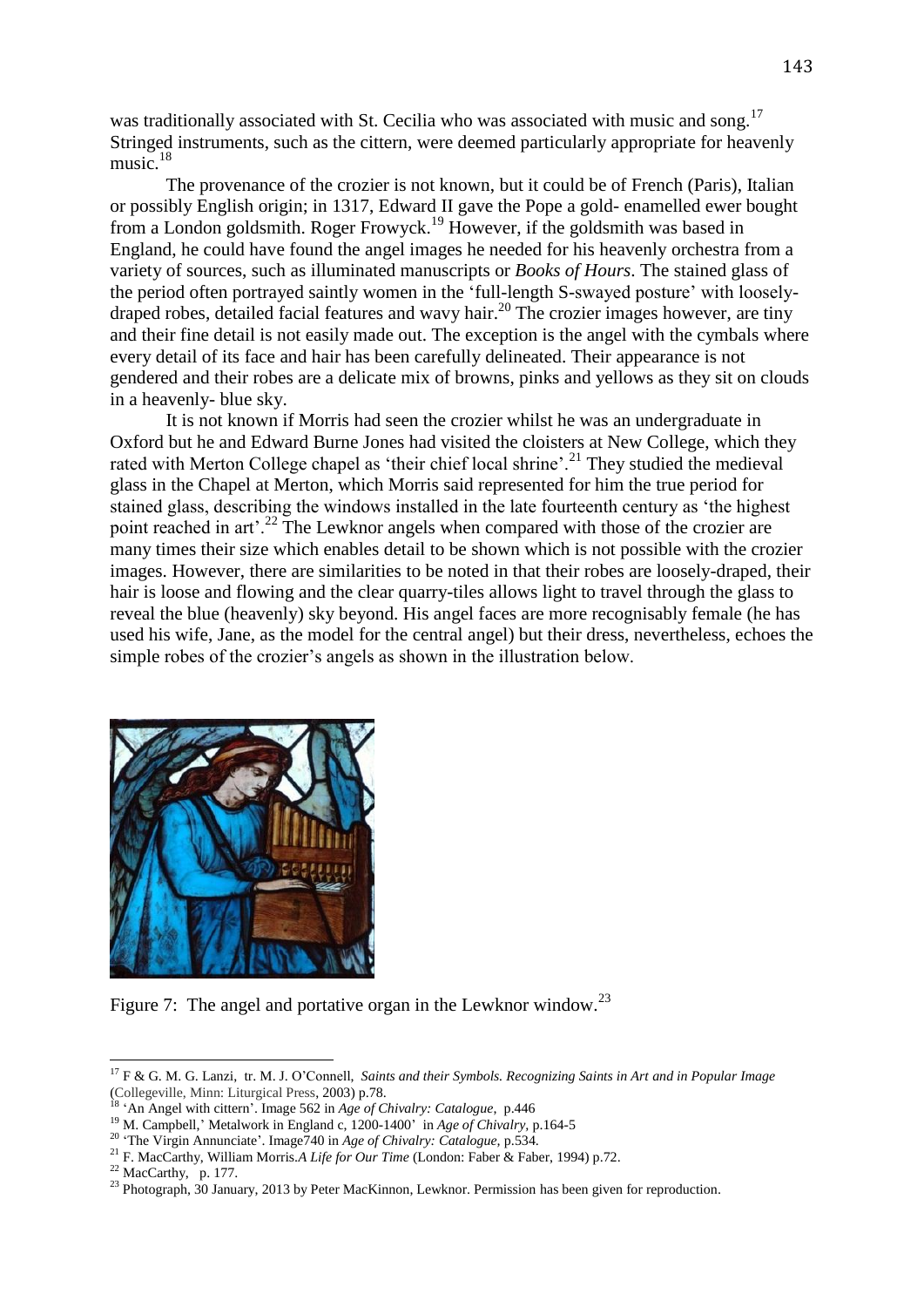was traditionally associated with St. Cecilia who was associated with music and song.[17] Stringed instruments, such as the cittern, were deemed particularly appropriate for heavenly music.[18]

The provenance of the crozier is not known, but it could be of French (Paris), Italian or possibly English origin; in 1317, Edward II gave the Pope a gold- enamelled ewer bought from a London goldsmith. Roger Frowyck.[19] However, if the goldsmith was based in England, he could have found the angel images he needed for his heavenly orchestra from a variety of sources, such as illuminated manuscripts or *Books of Hours*. The stained glass of the period often portrayed saintly women in the 'full-length S-swayed posture' with loosely-draped robes, detailed facial features and wavy hair.[20] The crozier images however, are tiny and their fine detail is not easily made out. The exception is the angel with the cymbals where every detail of its face and hair has been carefully delineated. Their appearance is not gendered and their robes are a delicate mix of browns, pinks and yellows as they sit on clouds in a heavenly- blue sky.

It is not known if Morris had seen the crozier whilst he was an undergraduate in Oxford but he and Edward Burne Jones had visited the cloisters at New College, which they rated with Merton College chapel as 'their chief local shrine'.[21] They studied the medieval glass in the Chapel at Merton, which Morris said represented for him the true period for stained glass, describing the windows installed in the late fourteenth century as 'the highest point reached in art'.[22] The Lewknor angels when compared with those of the crozier are many times their size which enables detail to be shown which is not possible with the crozier images. However, there are similarities to be noted in that their robes are loosely-draped, their hair is loose and flowing and the clear quarry-tiles allows light to travel through the glass to reveal the blue (heavenly) sky beyond. His angel faces are more recognisably female (he has used his wife, Jane, as the model for the central angel) but their dress, nevertheless, echoes the simple robes of the crozier's angels as shown in the illustration below.

Figure 7: The angel and portative organ in the Lewknor window.[23]

---

[17] F & G. M. G. Lanzi, tr. M. J. O'Connell, *Saints and their Symbols. Recognizing Saints in Art and in Popular Image* (Collegeville, Minn: Liturgical Press, 2003) p.78.

[18] 'An Angel with cittern'. Image 562 in *Age of Chivalry: Catalogue*, p.446

[19] M. Campbell,' Metalwork in England c, 1200-1400' in *Age of Chivalry*, p.164-5

[20] 'The Virgin Annunciate'. Image740 in *Age of Chivalry: Catalogue*, p.534.

[21] F. MacCarthy, William Morris.*A Life for Our Time* (London: Faber & Faber, 1994) p.72.

[22] MacCarthy, p. 177.

[23] Photograph, 30 January, 2013 by Peter MacKinnon, Lewknor. Permission has been given for reproduction.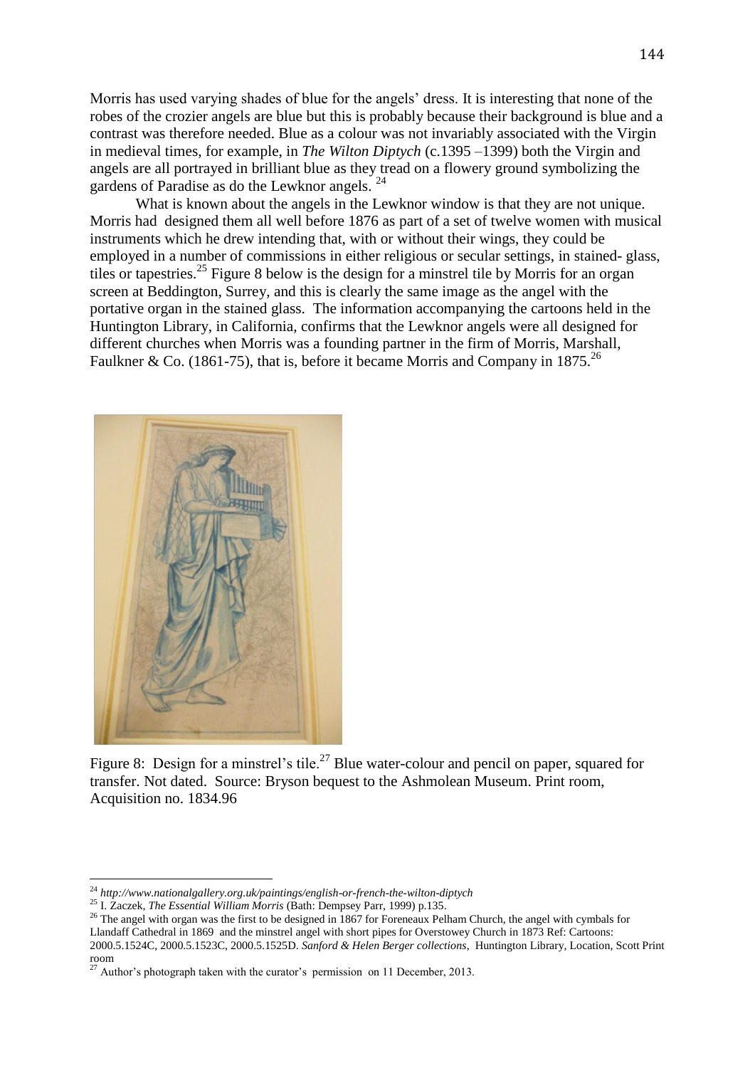Morris has used varying shades of blue for the angels' dress. It is interesting that none of the robes of the crozier angels are blue but this is probably because their background is blue and a contrast was therefore needed. Blue as a colour was not invariably associated with the Virgin in medieval times, for example, in *The Wilton Diptych* (c.1395 –1399) both the Virgin and angels are all portrayed in brilliant blue as they tread on a flowery ground symbolizing the gardens of Paradise as do the Lewknor angels. [24]

What is known about the angels in the Lewknor window is that they are not unique. Morris had designed them all well before 1876 as part of a set of twelve women with musical instruments which he drew intending that, with or without their wings, they could be employed in a number of commissions in either religious or secular settings, in stained- glass, tiles or tapestries.[25] Figure 8 below is the design for a minstrel tile by Morris for an organ screen at Beddington, Surrey, and this is clearly the same image as the angel with the portative organ in the stained glass. The information accompanying the cartoons held in the Huntington Library, in California, confirms that the Lewknor angels were all designed for different churches when Morris was a founding partner in the firm of Morris, Marshall, Faulkner & Co. (1861-75), that is, before it became Morris and Company in 1875.[26]

Figure 8: Design for a minstrel's tile.[27] Blue water-colour and pencil on paper, squared for transfer. Not dated. Source: Bryson bequest to the Ashmolean Museum. Print room, Acquisition no. 1834.96

---

[24] *http://www.nationalgallery.org.uk/paintings/english-or-french-the-wilton-diptych*

[25] I. Zaczek, *The Essential William Morris* (Bath: Dempsey Parr, 1999) p.135.

[26] The angel with organ was the first to be designed in 1867 for Foreneaux Pelham Church, the angel with cymbals for Llandaff Cathedral in 1869 and the minstrel angel with short pipes for Overstowey Church in 1873 Ref: Cartoons: 2000.5.1524C, 2000.5.1523C, 2000.5.1525D. *Sanford & Helen Berger collections,* Huntington Library, Location, Scott Print room

[27] Author's photograph taken with the curator's permission on 11 December, 2013.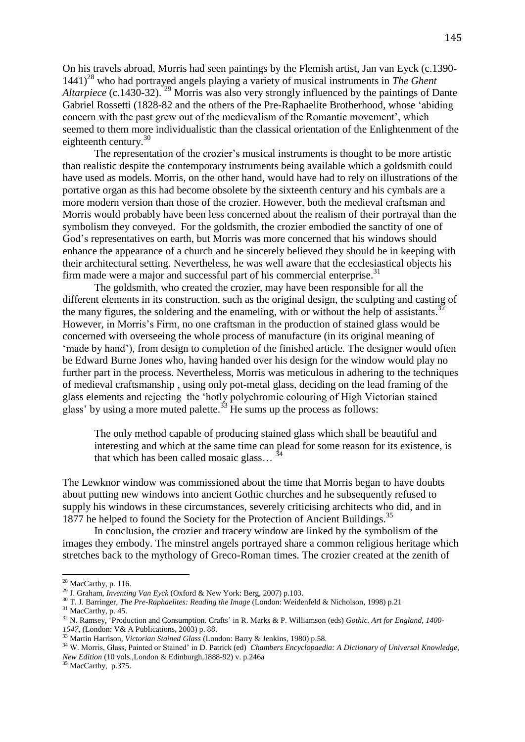On his travels abroad, Morris had seen paintings by the Flemish artist, Jan van Eyck (c.1390-1441)[28] who had portrayed angels playing a variety of musical instruments in *The Ghent Altarpiece* (c.1430-32).[29] Morris was also very strongly influenced by the paintings of Dante Gabriel Rossetti (1828-82 and the others of the Pre-Raphaelite Brotherhood, whose 'abiding concern with the past grew out of the medievalism of the Romantic movement', which seemed to them more individualistic than the classical orientation of the Enlightenment of the eighteenth century.[30]

The representation of the crozier's musical instruments is thought to be more artistic than realistic despite the contemporary instruments being available which a goldsmith could have used as models. Morris, on the other hand, would have had to rely on illustrations of the portative organ as this had become obsolete by the sixteenth century and his cymbals are a more modern version than those of the crozier. However, both the medieval craftsman and Morris would probably have been less concerned about the realism of their portrayal than the symbolism they conveyed. For the goldsmith, the crozier embodied the sanctity of one of God's representatives on earth, but Morris was more concerned that his windows should enhance the appearance of a church and he sincerely believed they should be in keeping with their architectural setting. Nevertheless, he was well aware that the ecclesiastical objects his firm made were a major and successful part of his commercial enterprise.[31]

The goldsmith, who created the crozier, may have been responsible for all the different elements in its construction, such as the original design, the sculpting and casting of the many figures, the soldering and the enameling, with or without the help of assistants.[32] However, in Morris's Firm, no one craftsman in the production of stained glass would be concerned with overseeing the whole process of manufacture (in its original meaning of 'made by hand'), from design to completion of the finished article. The designer would often be Edward Burne Jones who, having handed over his design for the window would play no further part in the process. Nevertheless, Morris was meticulous in adhering to the techniques of medieval craftsmanship , using only pot-metal glass, deciding on the lead framing of the glass elements and rejecting the 'hotly polychromic colouring of High Victorian stained glass' by using a more muted palette.[33] He sums up the process as follows:

> The only method capable of producing stained glass which shall be beautiful and interesting and which at the same time can plead for some reason for its existence, is that which has been called mosaic glass…[34]

The Lewknor window was commissioned about the time that Morris began to have doubts about putting new windows into ancient Gothic churches and he subsequently refused to supply his windows in these circumstances, severely criticising architects who did, and in 1877 he helped to found the Society for the Protection of Ancient Buildings.[35]

In conclusion, the crozier and tracery window are linked by the symbolism of the images they embody. The minstrel angels portrayed share a common religious heritage which stretches back to the mythology of Greco-Roman times. The crozier created at the zenith of

---

[28] MacCarthy, p. 116.

[29] J. Graham, *Inventing Van Eyck* (Oxford & New York: Berg, 2007) p.103.

[30] T. J. Barringer, *The Pre-Raphaelites: Reading the Image* (London: Weidenfeld & Nicholson, 1998) p.21

[31] MacCarthy, p. 45.

[32] N. Ramsey, 'Production and Consumption. Crafts' in R. Marks & P. Williamson (eds) *Gothic. Art for England, 1400-1547*, (London: V& A Publications, 2003) p. 88.

[33] Martin Harrison, *Victorian Stained Glass* (London: Barry & Jenkins, 1980) p.58.

[34] W. Morris, Glass, Painted or Stained' in D. Patrick (ed) *Chambers Encyclopaedia: A Dictionary of Universal Knowledge, New Edition* (10 vols.,London & Edinburgh,1888-92) v. p.246a

[35] MacCarthy, p.375.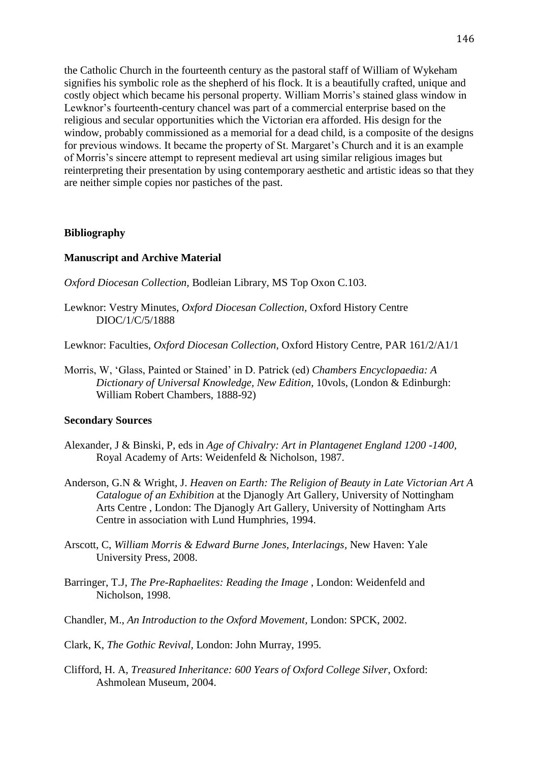the Catholic Church in the fourteenth century as the pastoral staff of William of Wykeham signifies his symbolic role as the shepherd of his flock. It is a beautifully crafted, unique and costly object which became his personal property. William Morris's stained glass window in Lewknor's fourteenth-century chancel was part of a commercial enterprise based on the religious and secular opportunities which the Victorian era afforded. His design for the window, probably commissioned as a memorial for a dead child, is a composite of the designs for previous windows. It became the property of St. Margaret's Church and it is an example of Morris's sincere attempt to represent medieval art using similar religious images but reinterpreting their presentation by using contemporary aesthetic and artistic ideas so that they are neither simple copies nor pastiches of the past.

**Bibliography**

**Manuscript and Archive Material**

*Oxford Diocesan Collection,* Bodleian Library, MS Top Oxon C.103.

Lewknor: Vestry Minutes, *Oxford Diocesan Collection,* Oxford History Centre DIOC/1/C/5/1888

Lewknor: Faculties, *Oxford Diocesan Collection,* Oxford History Centre, PAR 161/2/A1/1

Morris, W, 'Glass, Painted or Stained' in D. Patrick (ed) *Chambers Encyclopaedia: A Dictionary of Universal Knowledge, New Edition,* 10vols, (London & Edinburgh: William Robert Chambers, 1888-92)

**Secondary Sources**

Alexander, J & Binski, P, eds in *Age of Chivalry: Art in Plantagenet England 1200 -1400,* Royal Academy of Arts: Weidenfeld & Nicholson, 1987.

Anderson, G.N & Wright, J. *Heaven on Earth: The Religion of Beauty in Late Victorian Art A Catalogue of an Exhibition* at the Djanogly Art Gallery, University of Nottingham Arts Centre , London: The Djanogly Art Gallery, University of Nottingham Arts Centre in association with Lund Humphries, 1994.

Arscott, C, *William Morris & Edward Burne Jones, Interlacings,* New Haven: Yale University Press, 2008.

Barringer, T.J, *The Pre-Raphaelites: Reading the Image* , London: Weidenfeld and Nicholson, 1998.

Chandler, M., *An Introduction to the Oxford Movement*, London: SPCK, 2002.

Clark, K, *The Gothic Revival*, London: John Murray, 1995.

Clifford, H. A, *Treasured Inheritance: 600 Years of Oxford College Silver*, Oxford: Ashmolean Museum, 2004.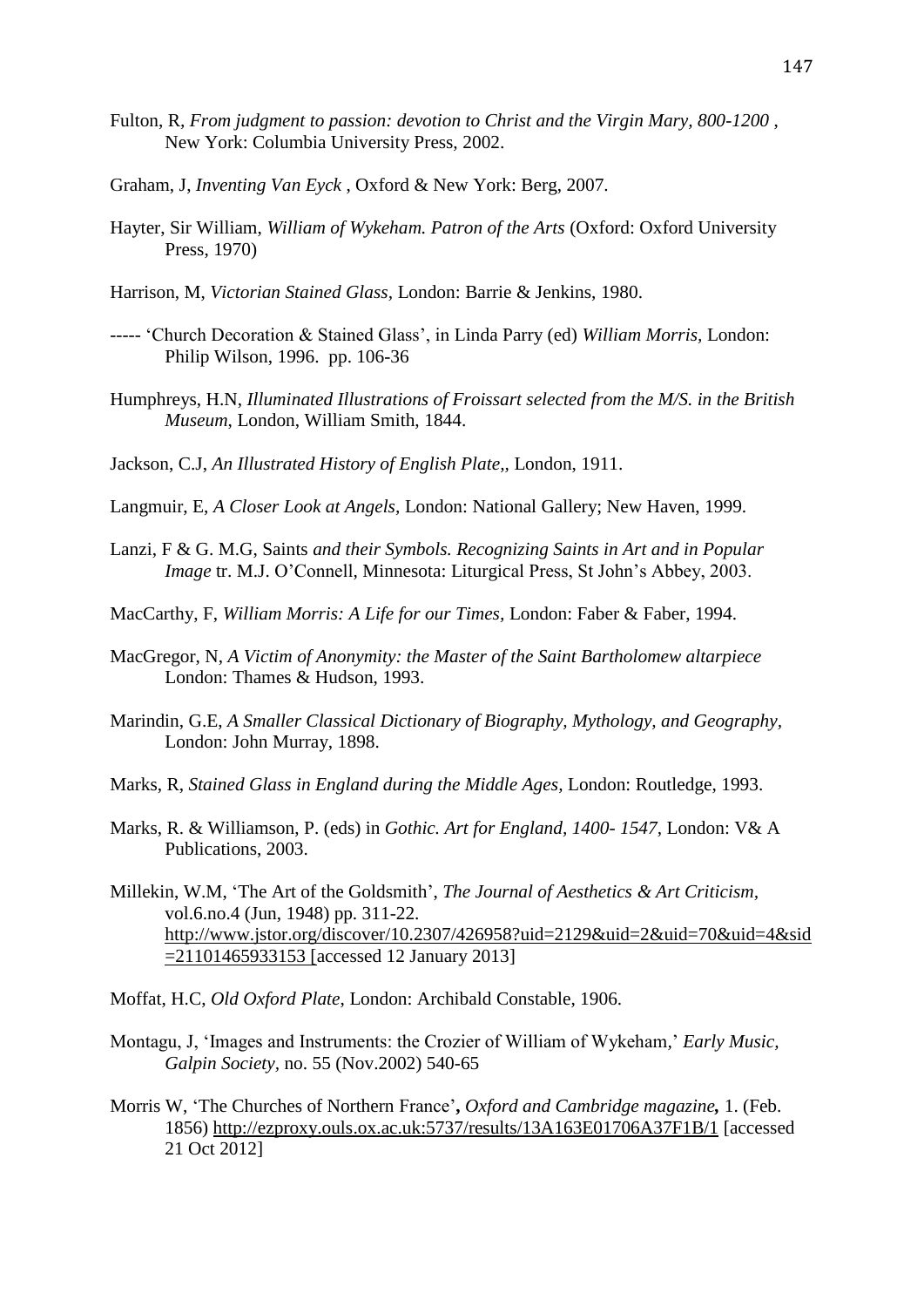Fulton, R, *From judgment to passion: devotion to Christ and the Virgin Mary, 800-1200* , New York: Columbia University Press, 2002.

Graham, J, *Inventing Van Eyck* , Oxford & New York: Berg, 2007.

Hayter, Sir William, *William of Wykeham. Patron of the Arts* (Oxford: Oxford University Press, 1970)

Harrison, M, *Victorian Stained Glass*, London: Barrie & Jenkins, 1980.

----- 'Church Decoration & Stained Glass', in Linda Parry (ed) *William Morris,* London: Philip Wilson, 1996. pp. 106-36

Humphreys, H.N, *Illuminated Illustrations of Froissart selected from the M/S. in the British Museum*, London, William Smith, 1844.

Jackson, C.J, *An Illustrated History of English Plate*,, London, 1911.

Langmuir, E, *A Closer Look at Angels,* London: National Gallery; New Haven, 1999.

Lanzi, F & G. M.G, Saints *and their Symbols. Recognizing Saints in Art and in Popular Image* tr. M.J. O'Connell, Minnesota: Liturgical Press, St John's Abbey, 2003.

MacCarthy, F, *William Morris: A Life for our Times,* London: Faber & Faber, 1994.

MacGregor, N, *A Victim of Anonymity: the Master of the Saint Bartholomew altarpiece* London: Thames & Hudson, 1993.

Marindin, G.E, *A Smaller Classical Dictionary of Biography, Mythology, and Geography,* London: John Murray, 1898.

Marks, R, *Stained Glass in England during the Middle Ages,* London: Routledge, 1993.

Marks, R. & Williamson, P. (eds) in *Gothic. Art for England, 1400- 1547,* London: V& A Publications, 2003.

Millekin, W.M, 'The Art of the Goldsmith', *The Journal of Aesthetics & Art Criticism,* vol.6.no.4 (Jun, 1948) pp. 311-22. http://www.jstor.org/discover/10.2307/426958?uid=2129&uid=2&uid=70&uid=4&sid=21101465933153 [accessed 12 January 2013]

Moffat, H.C, *Old Oxford Plate*, London: Archibald Constable, 1906.

Montagu, J, 'Images and Instruments: the Crozier of William of Wykeham,' *Early Music, Galpin Society,* no. 55 (Nov.2002) 540-65

Morris W, 'The Churches of Northern France'**,** ***Oxford and Cambridge magazine,*** 1. (Feb. 1856) http://ezproxy.ouls.ox.ac.uk:5737/results/13A163E01706A37F1B/1 [accessed 21 Oct 2012]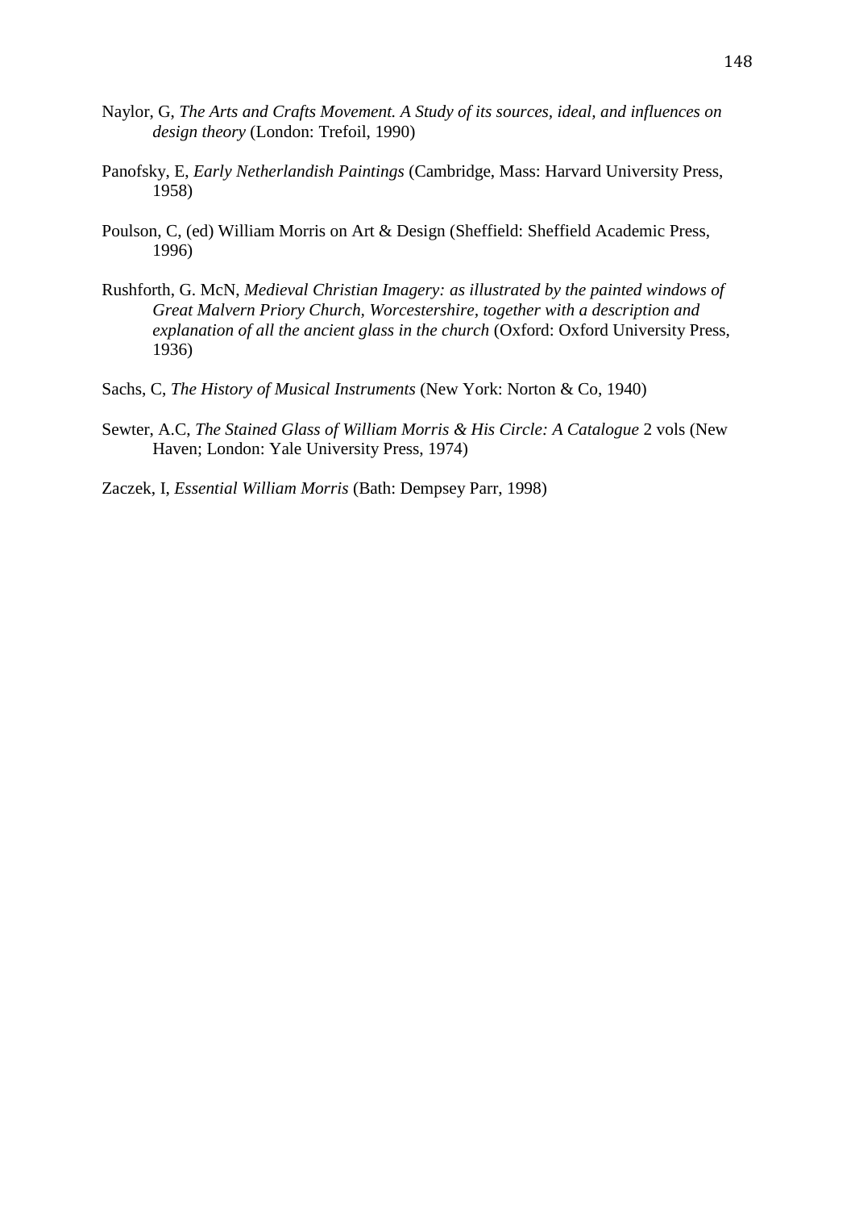Naylor, G, *The Arts and Crafts Movement. A Study of its sources, ideal, and influences on design theory* (London: Trefoil, 1990)

Panofsky, E, *Early Netherlandish Paintings* (Cambridge, Mass: Harvard University Press, 1958)

Poulson, C, (ed) William Morris on Art & Design (Sheffield: Sheffield Academic Press, 1996)

Rushforth, G. McN, *Medieval Christian Imagery: as illustrated by the painted windows of Great Malvern Priory Church, Worcestershire, together with a description and explanation of all the ancient glass in the church* (Oxford: Oxford University Press, 1936)

Sachs, C, *The History of Musical Instruments* (New York: Norton & Co, 1940)

Sewter, A.C, *The Stained Glass of William Morris & His Circle: A Catalogue* 2 vols (New Haven; London: Yale University Press, 1974)

Zaczek, I, *Essential William Morris* (Bath: Dempsey Parr, 1998)